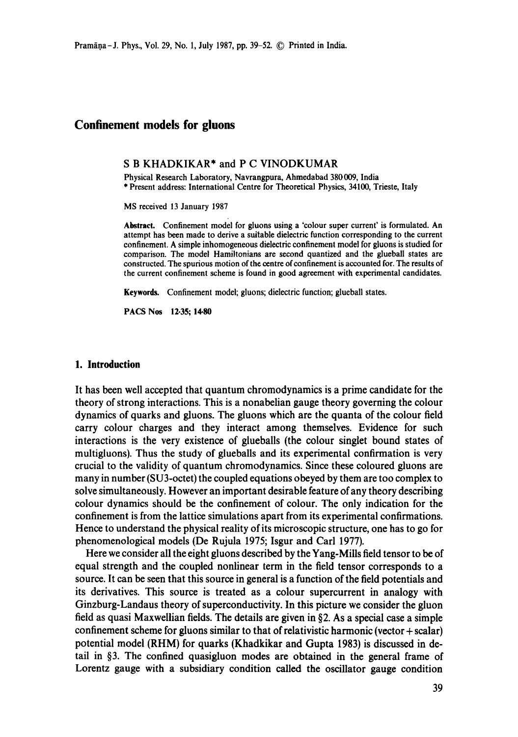# Confinement models for gluons

S B KHADKIKAR* and P C VINODKUMAR

Physical Research Laboratory, Navrangpura, Ahmedabad 380 009, India

* Present address: International Centre for Theoretical Physics, 34100, Trieste, Italy

MS received 13 January 1987

**Abstract.** Confinement model for gluons using a 'colour super current' is formulated. An attempt has been made to derive a suitable dielectric function corresponding to the current confinement. A simple inhomogeneous dielectric confinement model for gluons is studied for comparison. The model Hamiltonians are second quantized and the glueball states are constructed. The spurious motion of the centre of confinement is accounted for. The results of the current confinement scheme is found in good agreement with experimental candidates.

**Keywords.** Confinement model; gluons; dielectric function; glueball states.

**PACS Nos** 12·35; 14·80

## 1. Introduction

It has been well accepted that quantum chromodynamics is a prime candidate for the theory of strong interactions. This is a nonabelian gauge theory governing the colour dynamics of quarks and gluons. The gluons which are the quanta of the colour field carry colour charges and they interact among themselves. Evidence for such interactions is the very existence of glueballs (the colour singlet bound states of multigluons). Thus the study of glueballs and its experimental confirmation is very crucial to the validity of quantum chromodynamics. Since these coloured gluons are many in number (SU3-octet) the coupled equations obeyed by them are too complex to solve simultaneously. However an important desirable feature of any theory describing colour dynamics should be the confinement of colour. The only indication for the confinement is from the lattice simulations apart from its experimental confirmations. Hence to understand the physical reality of its microscopic structure, one has to go for phenomenological models (De Rujula 1975; Isgur and Carl 1977).

Here we consider all the eight gluons described by the Yang-Mills field tensor to be of equal strength and the coupled nonlinear term in the field tensor corresponds to a source. It can be seen that this source in general is a function of the field potentials and its derivatives. This source is treated as a colour supercurrent in analogy with Ginzburg-Landaus theory of superconductivity. In this picture we consider the gluon field as quasi Maxwellian fields. The details are given in §2. As a special case a simple confinement scheme for gluons similar to that of relativistic harmonic (vector + scalar) potential model (RHM) for quarks (Khadkikar and Gupta 1983) is discussed in detail in §3. The confined quasigluon modes are obtained in the general frame of Lorentz gauge with a subsidiary condition called the oscillator gauge condition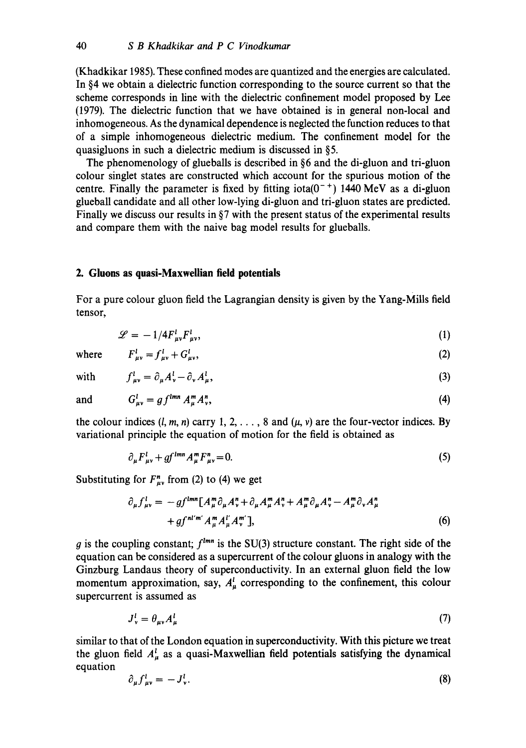(Khadkikar 1985). These confined modes are quantized and the energies are calculated. In §4 we obtain a dielectric function corresponding to the source current so that the scheme corresponds in line with the dielectric confinement model proposed by Lee (1979). The dielectric function that we have obtained is in general non-local and inhomogeneous. As the dynamical dependence is neglected the function reduces to that of a simple inhomogeneous dielectric medium. The confinement model for the quasigluons in such a dielectric medium is discussed in §5.

The phenomenology of glueballs is described in §6 and the di-gluon and tri-gluon colour singlet states are constructed which account for the spurious motion of the centre. Finally the parameter is fixed by fitting iota($0^{-+}$) 1440 MeV as a di-gluon glueball candidate and all other low-lying di-gluon and tri-gluon states are predicted. Finally we discuss our results in §7 with the present status of the experimental results and compare them with the naive bag model results for glueballs.

## 2. Gluons as quasi-Maxwellian field potentials

For a pure colour gluon field the Lagrangian density is given by the Yang-Mills field tensor,

$$\mathscr{L} = -1/4 F^{l}_{\mu\nu} F^{l}_{\mu\nu}, \tag{1}$$

where
$$F^{l}_{\mu\nu} = f^{l}_{\mu\nu} + G^{l}_{\mu\nu}, \tag{2}$$

with
$$f^{l}_{\mu\nu} = \partial_{\mu} A^{l}_{\nu} - \partial_{\nu} A^{l}_{\mu}, \tag{3}$$

and
$$G^{l}_{\mu\nu} = g f^{lmn} A^{m}_{\mu} A^{n}_{\nu}, \tag{4}$$

the colour indices $(l, m, n)$ carry $1, 2, \ldots, 8$ and $(\mu, \nu)$ are the four-vector indices. By variational principle the equation of motion for the field is obtained as

$$\partial_{\mu} F^{l}_{\mu\nu} + g f^{lmn} A^{m}_{\mu} F^{n}_{\mu\nu} = 0. \tag{5}$$

Substituting for $F^{n}_{\mu\nu}$ from (2) to (4) we get

$$\partial_{\mu} f^{l}_{\mu\nu} = -g f^{lmn} [A^{m}_{\mu} \partial_{\mu} A^{n}_{\nu} + \partial_{\mu} A^{m}_{\mu} A^{n}_{\nu} + A^{m}_{\mu} \partial_{\mu} A^{n}_{\nu} - A^{m}_{\mu} \partial_{\nu} A^{n}_{\mu} + g f^{nl'm'} A^{m}_{\mu} A^{l'}_{\mu} A^{m'}_{\nu}], \tag{6}$$

$g$ is the coupling constant; $f^{lmn}$ is the SU(3) structure constant. The right side of the equation can be considered as a supercurrent of the colour gluons in analogy with the Ginzburg Landaus theory of superconductivity. In an external gluon field the low momentum approximation, say, $A^{l}_{\mu}$ corresponding to the confinement, this colour supercurrent is assumed as

$$J^{l}_{\nu} = \theta_{\mu\nu} A^{l}_{\mu} \tag{7}$$

similar to that of the London equation in superconductivity. With this picture we treat the gluon field $A^{l}_{\mu}$ as a quasi-Maxwellian field potentials satisfying the dynamical equation

$$\partial_{\mu} f^{l}_{\mu\nu} = -J^{l}_{\nu}. \tag{8}$$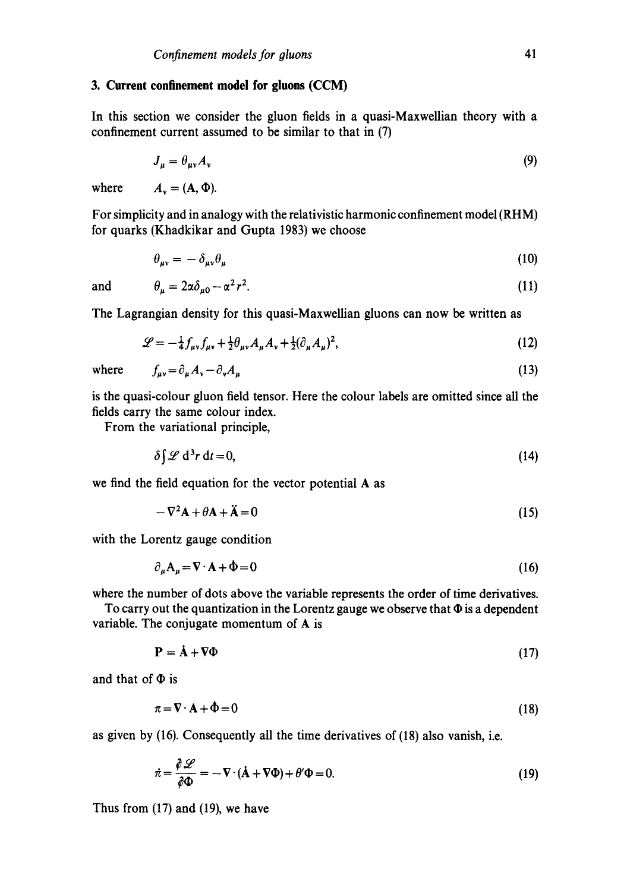## 3. Current confinement model for gluons (CCM)

In this section we consider the gluon fields in a quasi-Maxwellian theory with a confinement current assumed to be similar to that in (7)

$$J_\mu = \theta_{\mu\nu} A_\nu \tag{9}$$

where $\quad A_\nu = (\mathbf{A}, \Phi)$.

For simplicity and in analogy with the relativistic harmonic confinement model (RHM) for quarks (Khadkikar and Gupta 1983) we choose

$$\theta_{\mu\nu} = -\delta_{\mu\nu}\theta_\mu \tag{10}$$

and

$$\theta_\mu = 2\alpha\delta_{\mu 0} - \alpha^2 r^2. \tag{11}$$

The Lagrangian density for this quasi-Maxwellian gluons can now be written as

$$\mathscr{L} = -\tfrac{1}{4} f_{\mu\nu} f_{\mu\nu} + \tfrac{1}{2}\theta_{\mu\nu} A_\mu A_\nu + \tfrac{1}{2}(\partial_\mu A_\mu)^2, \tag{12}$$

where

$$f_{\mu\nu} = \partial_\mu A_\nu - \partial_\nu A_\mu \tag{13}$$

is the quasi-colour gluon field tensor. Here the colour labels are omitted since all the fields carry the same colour index.

From the variational principle,

$$\delta \int \mathscr{L}\, d^3r\, dt = 0, \tag{14}$$

we find the field equation for the vector potential $\mathbf{A}$ as

$$-\nabla^2 \mathbf{A} + \theta \mathbf{A} + \ddot{\mathbf{A}} = 0 \tag{15}$$

with the Lorentz gauge condition

$$\partial_\mu A_\mu = \nabla \cdot \mathbf{A} + \dot{\Phi} = 0 \tag{16}$$

where the number of dots above the variable represents the order of time derivatives.

To carry out the quantization in the Lorentz gauge we observe that $\Phi$ is a dependent variable. The conjugate momentum of $\mathbf{A}$ is

$$\mathbf{P} = \dot{\mathbf{A}} + \nabla \Phi \tag{17}$$

and that of $\Phi$ is

$$\pi = \nabla \cdot \mathbf{A} + \dot{\Phi} = 0 \tag{18}$$

as given by (16). Consequently all the time derivatives of (18) also vanish, i.e.

$$\dot{\pi} = \frac{\partial \mathscr{L}}{\partial \Phi} = -\nabla \cdot (\dot{\mathbf{A}} + \nabla \Phi) + \theta' \Phi = 0. \tag{19}$$

Thus from (17) and (19), we have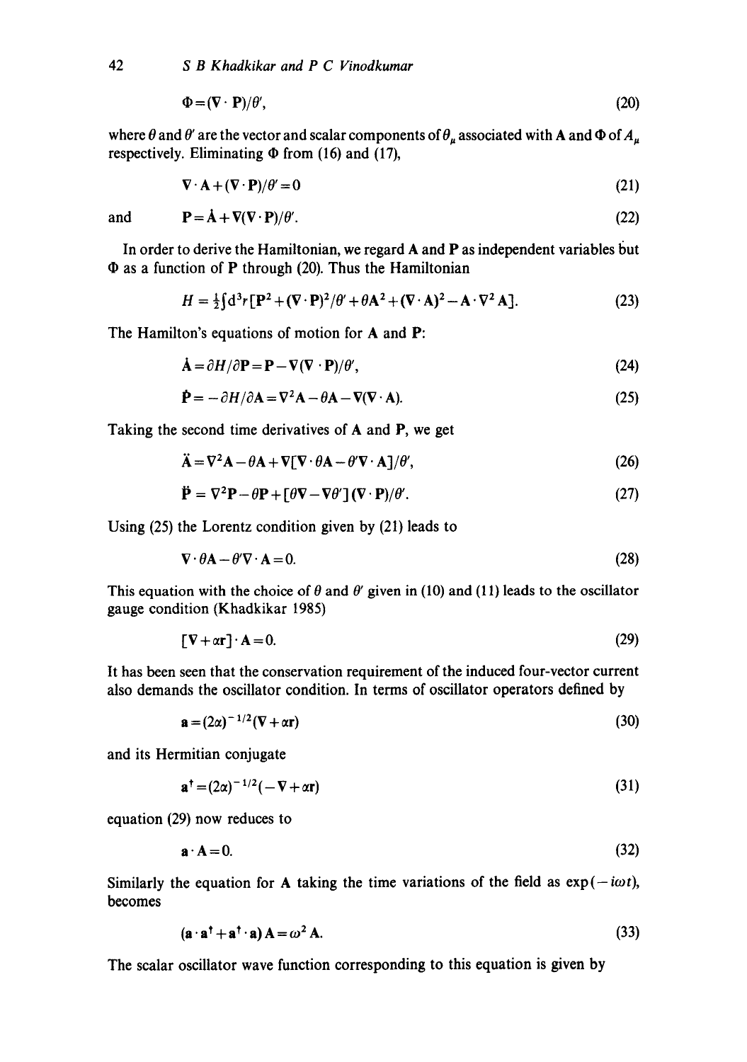$$\Phi = (\nabla \cdot \mathbf{P})/\theta', \tag{20}$$

where $\theta$ and $\theta'$ are the vector and scalar components of $\theta_\mu$ associated with $\mathbf{A}$ and $\Phi$ of $A_\mu$ respectively. Eliminating $\Phi$ from (16) and (17),

$$\nabla \cdot \mathbf{A} + (\nabla \cdot \mathbf{P})/\theta' = 0 \tag{21}$$

and

$$\mathbf{P} = \dot{\mathbf{A}} + \nabla(\nabla \cdot \mathbf{P})/\theta'. \tag{22}$$

In order to derive the Hamiltonian, we regard $\mathbf{A}$ and $\mathbf{P}$ as independent variables but $\Phi$ as a function of $\mathbf{P}$ through (20). Thus the Hamiltonian

$$H = \tfrac{1}{2}\int \mathrm{d}^3 r [\mathbf{P}^2 + (\nabla \cdot \mathbf{P})^2/\theta' + \theta \mathbf{A}^2 + (\nabla \cdot \mathbf{A})^2 - \mathbf{A} \cdot \nabla^2 \mathbf{A}]. \tag{23}$$

The Hamilton's equations of motion for $\mathbf{A}$ and $\mathbf{P}$:

$$\dot{\mathbf{A}} = \partial H/\partial \mathbf{P} = \mathbf{P} - \nabla(\nabla \cdot \mathbf{P})/\theta', \tag{24}$$

$$\dot{\mathbf{P}} = -\partial H/\partial \mathbf{A} = \nabla^2 \mathbf{A} - \theta \mathbf{A} - \nabla(\nabla \cdot \mathbf{A}). \tag{25}$$

Taking the second time derivatives of $\mathbf{A}$ and $\mathbf{P}$, we get

$$\ddot{\mathbf{A}} = \nabla^2 \mathbf{A} - \theta \mathbf{A} + \nabla[\nabla \cdot \theta \mathbf{A} - \theta' \nabla \cdot \mathbf{A}]/\theta', \tag{26}$$

$$\ddot{\mathbf{P}} = \nabla^2 \mathbf{P} - \theta \mathbf{P} + [\theta \nabla - \nabla \theta'](\nabla \cdot \mathbf{P})/\theta'. \tag{27}$$

Using (25) the Lorentz condition given by (21) leads to

$$\nabla \cdot \theta \mathbf{A} - \theta' \nabla \cdot \mathbf{A} = 0. \tag{28}$$

This equation with the choice of $\theta$ and $\theta'$ given in (10) and (11) leads to the oscillator gauge condition (Khadkikar 1985)

$$[\nabla + \alpha \mathbf{r}] \cdot \mathbf{A} = 0. \tag{29}$$

It has been seen that the conservation requirement of the induced four-vector current also demands the oscillator condition. In terms of oscillator operators defined by

$$\mathbf{a} = (2\alpha)^{-1/2}(\nabla + \alpha \mathbf{r}) \tag{30}$$

and its Hermitian conjugate

$$\mathbf{a}^\dagger = (2\alpha)^{-1/2}(-\nabla + \alpha \mathbf{r}) \tag{31}$$

equation (29) now reduces to

$$\mathbf{a} \cdot \mathbf{A} = 0. \tag{32}$$

Similarly the equation for $\mathbf{A}$ taking the time variations of the field as $\exp(-i\omega t)$, becomes

$$(\mathbf{a} \cdot \mathbf{a}^\dagger + \mathbf{a}^\dagger \cdot \mathbf{a})\mathbf{A} = \omega^2 \mathbf{A}. \tag{33}$$

The scalar oscillator wave function corresponding to this equation is given by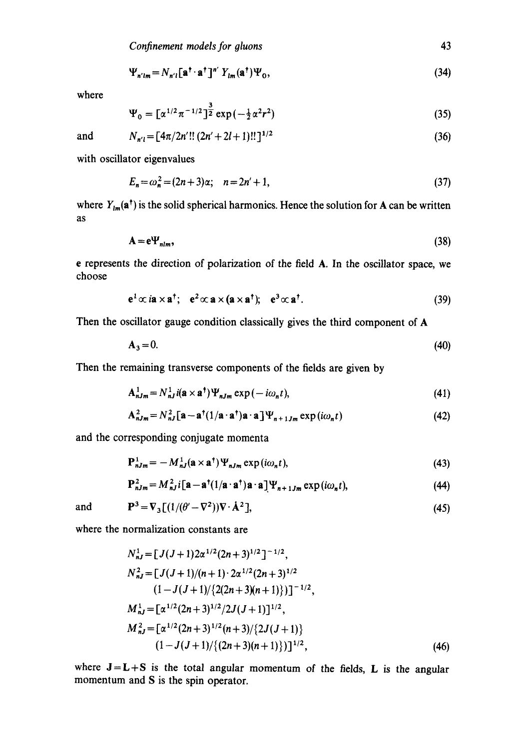$$\Psi_{n'lm} = N_{n'l}[\mathbf{a}^\dagger \cdot \mathbf{a}^\dagger]^{n'} Y_{lm}(\mathbf{a}^\dagger)\Psi_0, \tag{34}$$

where

$$\Psi_0 = [\alpha^{1/2}\pi^{-1/2}]^{\frac{3}{2}} \exp(-\tfrac{1}{2}\alpha^2 r^2) \tag{35}$$

and

$$N_{n'l} = [4\pi/2n'!!\,(2n'+2l+1)!!]^{1/2} \tag{36}$$

with oscillator eigenvalues

$$E_n = \omega_n^2 = (2n+3)\alpha; \quad n = 2n'+1, \tag{37}$$

where $Y_{lm}(\mathbf{a}^\dagger)$ is the solid spherical harmonics. Hence the solution for $\mathbf{A}$ can be written as

$$\mathbf{A} = \mathbf{e}\Psi_{nlm}, \tag{38}$$

$\mathbf{e}$ represents the direction of polarization of the field $\mathbf{A}$. In the oscillator space, we choose

$$\mathbf{e}^1 \propto i\mathbf{a} \times \mathbf{a}^\dagger; \quad \mathbf{e}^2 \propto \mathbf{a} \times (\mathbf{a} \times \mathbf{a}^\dagger); \quad \mathbf{e}^3 \propto \mathbf{a}^\dagger. \tag{39}$$

Then the oscillator gauge condition classically gives the third component of $\mathbf{A}$

$$\mathbf{A}_3 = 0. \tag{40}$$

Then the remaining transverse components of the fields are given by

$$\mathbf{A}^1_{nJm} = N^1_{nJ}\, i(\mathbf{a} \times \mathbf{a}^\dagger)\Psi_{nJm} \exp(-i\omega_n t), \tag{41}$$

$$\mathbf{A}^2_{nJm} = N^2_{nJ}[\mathbf{a} - \mathbf{a}^\dagger(1/\mathbf{a} \cdot \mathbf{a}^\dagger)\mathbf{a} \cdot \mathbf{a}]\Psi_{n+1Jm} \exp(i\omega_n t) \tag{42}$$

and the corresponding conjugate momenta

$$\mathbf{P}^1_{nJm} = -M^1_{nJ}(\mathbf{a} \times \mathbf{a}^\dagger)\Psi_{nJm} \exp(i\omega_n t), \tag{43}$$

$$\mathbf{P}^2_{nJm} = M^2_{nJ}\, i[\mathbf{a} - \mathbf{a}^\dagger(1/\mathbf{a} \cdot \mathbf{a}^\dagger)\mathbf{a} \cdot \mathbf{a}]\Psi_{n+1Jm} \exp(i\omega_n t), \tag{44}$$

and

$$\mathbf{P}^3 = \mathbf{\nabla}_3[(1/(\theta' - \nabla^2))\nabla \cdot \dot{\mathbf{A}}^2], \tag{45}$$

where the normalization constants are

$$\begin{aligned}
N^1_{nJ} &= [J(J+1)2\alpha^{1/2}(2n+3)^{1/2}]^{-1/2},\\
N^2_{nJ} &= [J(J+1)/(n+1) \cdot 2\alpha^{1/2}(2n+3)^{1/2}\\
&\quad (1 - J(J+1)/\{2(2n+3)(n+1)\})]^{-1/2},\\
M^1_{nJ} &= [\alpha^{1/2}(2n+3)^{1/2}/2J(J+1)]^{1/2},\\
M^2_{nJ} &= [\alpha^{1/2}(2n+3)^{1/2}(n+3)/\{2J(J+1)\}\\
&\quad (1 - J(J+1)/\{(2n+3)(n+1)\})]^{1/2},
\end{aligned} \tag{46}$$

where $\mathbf{J} = \mathbf{L} + \mathbf{S}$ is the total angular momentum of the fields, $\mathbf{L}$ is the angular momentum and $\mathbf{S}$ is the spin operator.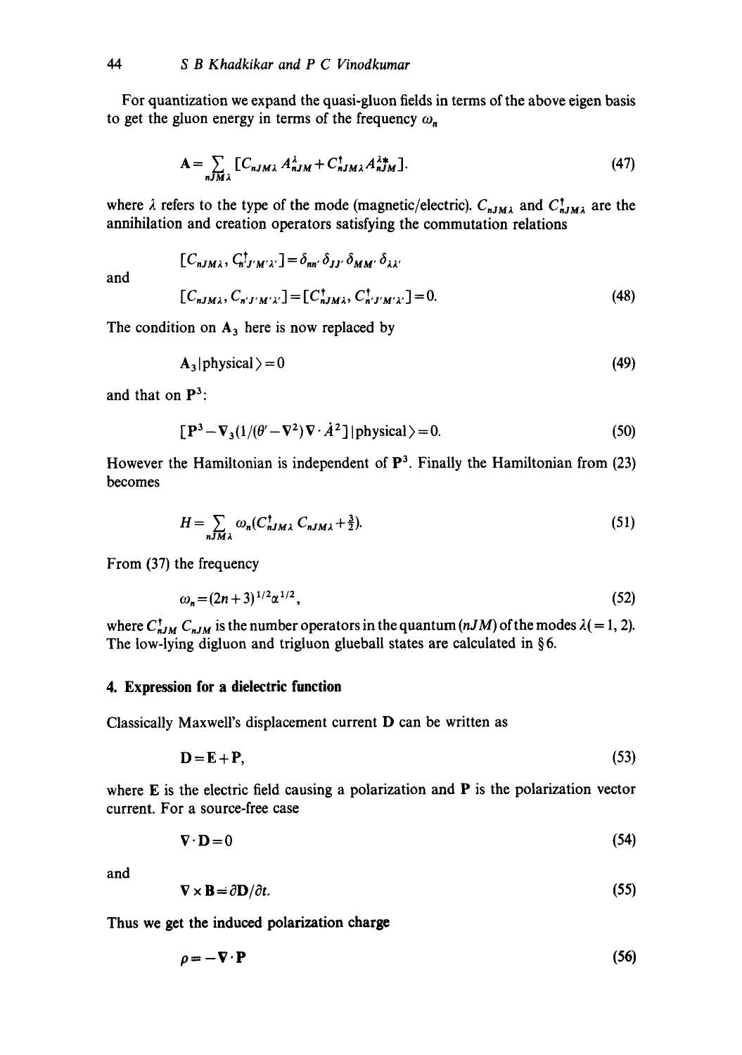For quantization we expand the quasi-gluon fields in terms of the above eigen basis to get the gluon energy in terms of the frequency $\omega_n$

$$\mathbf{A} = \sum_{nJM\lambda} [C_{nJM\lambda} A^{\lambda}_{nJM} + C^{\dagger}_{nJM\lambda} A^{\lambda *}_{nJM}]. \tag{47}$$

where $\lambda$ refers to the type of the mode (magnetic/electric). $C_{nJM\lambda}$ and $C^{\dagger}_{nJM\lambda}$ are the annihilation and creation operators satisfying the commutation relations

$$[C_{nJM\lambda}, C^{\dagger}_{n'J'M'\lambda'}] = \delta_{nn'}\, \delta_{JJ'}\, \delta_{MM'}\, \delta_{\lambda\lambda'}$$

and

$$[C_{nJM\lambda}, C_{n'J'M'\lambda'}] = [C^{\dagger}_{nJM\lambda}, C^{\dagger}_{n'J'M'\lambda'}] = 0. \tag{48}$$

The condition on $\mathbf{A}_3$ here is now replaced by

$$\mathbf{A}_3 |\text{physical}\rangle = 0 \tag{49}$$

and that on $\mathbf{P}^3$:

$$[\mathbf{P}^3 - \nabla_3 (1/(\theta' - \nabla^2) \nabla \cdot \dot{A}^2] |\text{physical}\rangle = 0. \tag{50}$$

However the Hamiltonian is independent of $\mathbf{P}^3$. Finally the Hamiltonian from (23) becomes

$$H = \sum_{nJM\lambda} \omega_n (C^{\dagger}_{nJM\lambda} C_{nJM\lambda} + \tfrac{3}{2}). \tag{51}$$

From (37) the frequency

$$\omega_n = (2n+3)^{1/2} \alpha^{1/2}, \tag{52}$$

where $C^{\dagger}_{nJM} C_{nJM}$ is the number operators in the quantum $(nJM)$ of the modes $\lambda (= 1, 2)$. The low-lying digluon and trigluon glueball states are calculated in § 6.

## 4. Expression for a dielectric function

Classically Maxwell's displacement current $\mathbf{D}$ can be written as

$$\mathbf{D} = \mathbf{E} + \mathbf{P}, \tag{53}$$

where $\mathbf{E}$ is the electric field causing a polarization and $\mathbf{P}$ is the polarization vector current. For a source-free case

$$\nabla \cdot \mathbf{D} = 0 \tag{54}$$

and

$$\nabla \times \mathbf{B} = \partial \mathbf{D} / \partial t. \tag{55}$$

Thus we get the induced polarization charge

$$\rho = -\nabla \cdot \mathbf{P} \tag{56}$$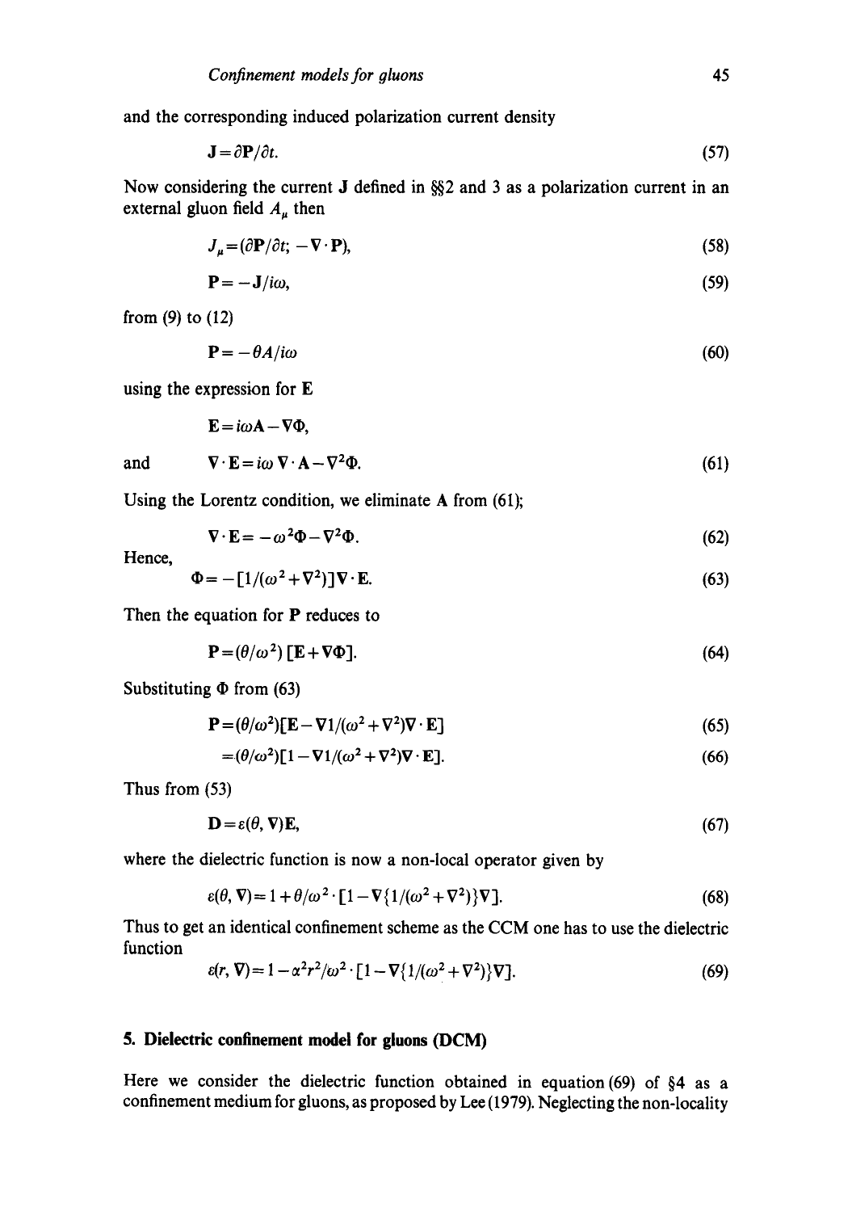and the corresponding induced polarization current density

$$\mathbf{J} = \partial \mathbf{P}/\partial t. \tag{57}$$

Now considering the current $\mathbf{J}$ defined in §§2 and 3 as a polarization current in an external gluon field $A_\mu$ then

$$J_\mu = (\partial \mathbf{P}/\partial t; \ -\nabla \cdot \mathbf{P}), \tag{58}$$

$$\mathbf{P} = -\mathbf{J}/i\omega, \tag{59}$$

from (9) to (12)

$$\mathbf{P} = -\theta A/i\omega \tag{60}$$

using the expression for $\mathbf{E}$

$$\mathbf{E} = i\omega \mathbf{A} - \nabla \Phi,$$

and

$$\nabla \cdot \mathbf{E} = i\omega\, \nabla \cdot \mathbf{A} - \nabla^2 \Phi. \tag{61}$$

Using the Lorentz condition, we eliminate $\mathbf{A}$ from (61);

$$\nabla \cdot \mathbf{E} = -\omega^2 \Phi - \nabla^2 \Phi. \tag{62}$$

Hence,

$$\Phi = -[1/(\omega^2 + \nabla^2)] \nabla \cdot \mathbf{E}. \tag{63}$$

Then the equation for $\mathbf{P}$ reduces to

$$\mathbf{P} = (\theta/\omega^2)\, [\mathbf{E} + \nabla \Phi]. \tag{64}$$

Substituting $\Phi$ from (63)

$$\mathbf{P} = (\theta/\omega^2)[\mathbf{E} - \nabla 1/(\omega^2 + \nabla^2) \nabla \cdot \mathbf{E}] \tag{65}$$

$$= (\theta/\omega^2)[1 - \nabla 1/(\omega^2 + \nabla^2) \nabla \cdot \mathbf{E}]. \tag{66}$$

Thus from (53)

$$\mathbf{D} = \varepsilon(\theta, \nabla)\mathbf{E}, \tag{67}$$

where the dielectric function is now a non-local operator given by

$$\varepsilon(\theta, \nabla) = 1 + \theta/\omega^2 \cdot [1 - \nabla\{1/(\omega^2 + \nabla^2)\}\nabla]. \tag{68}$$

Thus to get an identical confinement scheme as the CCM one has to use the dielectric function

$$\varepsilon(r, \nabla) = 1 - \alpha^2 r^2/\omega^2 \cdot [1 - \nabla\{1/(\omega^2 + \nabla^2)\}\nabla]. \tag{69}$$

## 5. Dielectric confinement model for gluons (DCM)

Here we consider the dielectric function obtained in equation (69) of §4 as a confinement medium for gluons, as proposed by Lee (1979). Neglecting the non-locality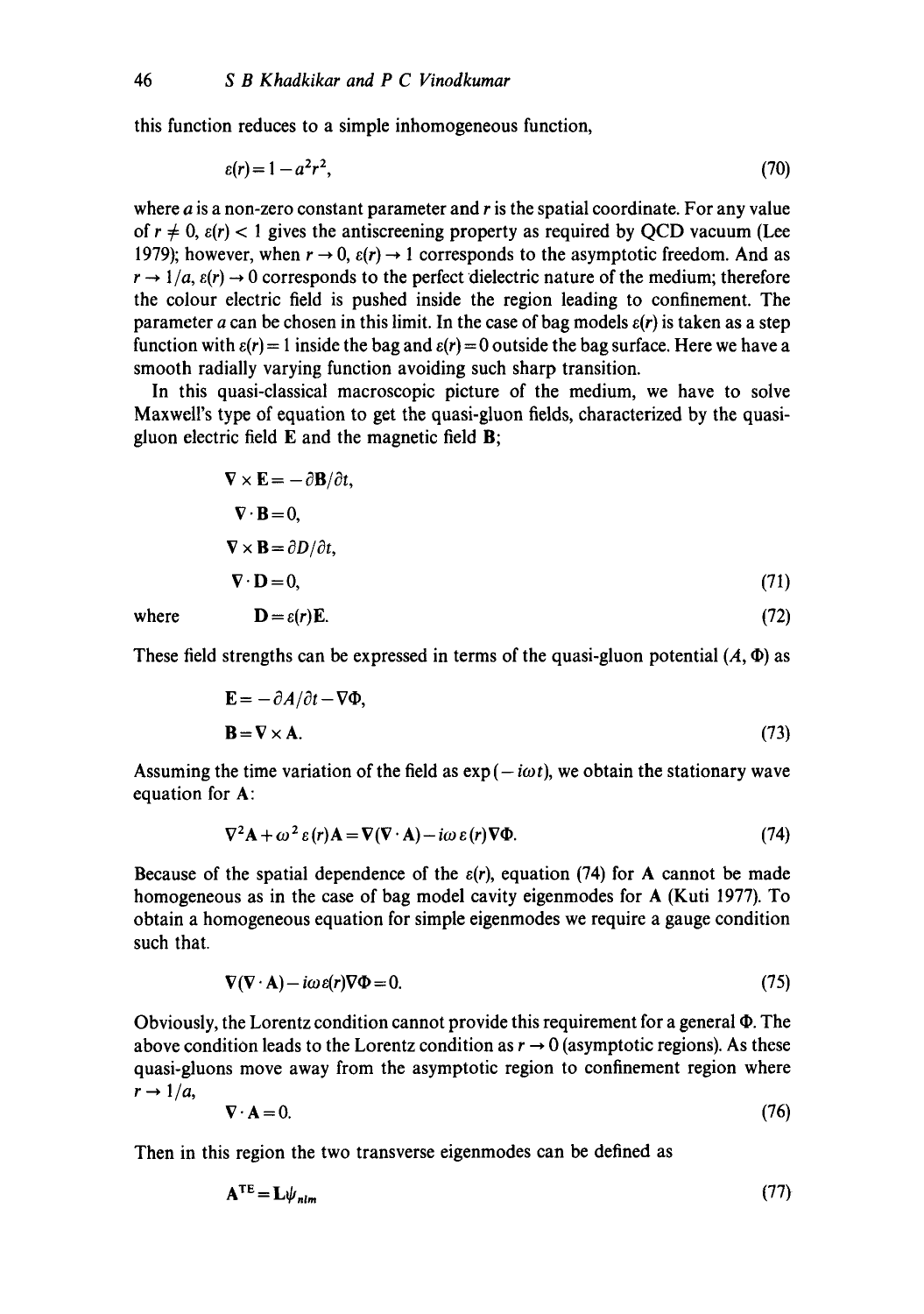this function reduces to a simple inhomogeneous function,

$$\varepsilon(r) = 1 - a^2 r^2, \tag{70}$$

where $a$ is a non-zero constant parameter and $r$ is the spatial coordinate. For any value of $r \neq 0$, $\varepsilon(r) < 1$ gives the antiscreening property as required by QCD vacuum (Lee 1979); however, when $r \to 0$, $\varepsilon(r) \to 1$ corresponds to the asymptotic freedom. And as $r \to 1/a$, $\varepsilon(r) \to 0$ corresponds to the perfect dielectric nature of the medium; therefore the colour electric field is pushed inside the region leading to confinement. The parameter $a$ can be chosen in this limit. In the case of bag models $\varepsilon(r)$ is taken as a step function with $\varepsilon(r) = 1$ inside the bag and $\varepsilon(r) = 0$ outside the bag surface. Here we have a smooth radially varying function avoiding such sharp transition.

In this quasi-classical macroscopic picture of the medium, we have to solve Maxwell's type of equation to get the quasi-gluon fields, characterized by the quasi-gluon electric field $\mathbf{E}$ and the magnetic field $\mathbf{B}$;

$$\begin{aligned}
&\nabla \times \mathbf{E} = -\partial \mathbf{B}/\partial t,\\
&\nabla \cdot \mathbf{B} = 0,\\
&\nabla \times \mathbf{B} = \partial D/\partial t,\\
&\nabla \cdot \mathbf{D} = 0,
\end{aligned} \tag{71}$$

where
$$\mathbf{D} = \varepsilon(r)\mathbf{E}. \tag{72}$$

These field strengths can be expressed in terms of the quasi-gluon potential $(A, \Phi)$ as

$$\begin{aligned}
&\mathbf{E} = -\partial A/\partial t - \nabla \Phi,\\
&\mathbf{B} = \nabla \times \mathbf{A}.
\end{aligned} \tag{73}$$

Assuming the time variation of the field as $\exp(-i\omega t)$, we obtain the stationary wave equation for $\mathbf{A}$:

$$\nabla^2 \mathbf{A} + \omega^2 \varepsilon(r)\mathbf{A} = \nabla(\nabla \cdot \mathbf{A}) - i\omega\, \varepsilon(r) \nabla \Phi. \tag{74}$$

Because of the spatial dependence of the $\varepsilon(r)$, equation (74) for $\mathbf{A}$ cannot be made homogeneous as in the case of bag model cavity eigenmodes for $\mathbf{A}$ (Kuti 1977). To obtain a homogeneous equation for simple eigenmodes we require a gauge condition such that.

$$\nabla(\nabla \cdot \mathbf{A}) - i\omega \varepsilon(r) \nabla \Phi = 0. \tag{75}$$

Obviously, the Lorentz condition cannot provide this requirement for a general $\Phi$. The above condition leads to the Lorentz condition as $r \to 0$ (asymptotic regions). As these quasi-gluons move away from the asymptotic region to confinement region where $r \to 1/a$,

$$\nabla \cdot \mathbf{A} = 0. \tag{76}$$

Then in this region the two transverse eigenmodes can be defined as

$$\mathbf{A}^{\mathrm{TE}} = \mathbf{L}\psi_{nlm} \tag{77}$$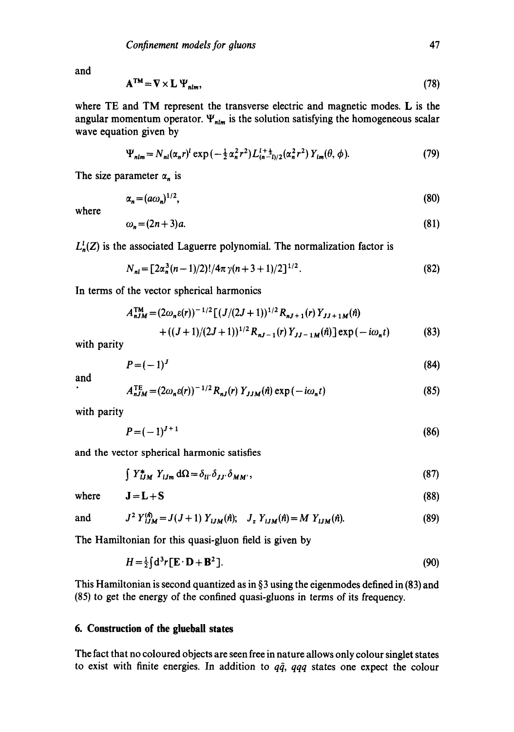and

$$\mathbf{A}^{\mathrm{TM}} = \nabla \times \mathbf{L}\, \Psi_{nlm}, \tag{78}$$

where TE and TM represent the transverse electric and magnetic modes. $\mathbf{L}$ is the angular momentum operator. $\Psi_{nlm}$ is the solution satisfying the homogeneous scalar wave equation given by

$$\Psi_{nlm} = N_{nl}(\alpha_n r)^l \exp\left(-\tfrac{1}{2}\alpha_n^2 r^2\right) L^{l+\frac{1}{2}}_{(n-l)/2}(\alpha_n^2 r^2)\, Y_{lm}(\theta, \phi). \tag{79}$$

The size parameter $\alpha_n$ is

$$\alpha_n = (a\omega_n)^{1/2}, \tag{80}$$

where

$$\omega_n = (2n+3)a. \tag{81}$$

$L_n^l(Z)$ is the associated Laguerre polynomial. The normalization factor is

$$N_{nl} = [2\alpha_n^3 (n-1)/2)!/4\pi\, \gamma(n+3+1)/2]^{1/2}. \tag{82}$$

In terms of the vector spherical harmonics

$$\begin{aligned} A^{\mathrm{TM}}_{nJM} = {} & (2\omega_n \varepsilon(r))^{-1/2} [(J/(2J+1))^{1/2} R_{nJ+1}(r)\, Y_{JJ+1M}(\hat{n}) \\ & + ((J+1)/(2J+1))^{1/2} R_{nJ-1}(r)\, Y_{JJ-1M}(\hat{n})] \exp(-i\omega_n t) \end{aligned} \tag{83}$$

with parity

$$P = (-1)^J \tag{84}$$

and

$$A^{\mathrm{TE}}_{nJM} = (2\omega_n \varepsilon(r))^{-1/2} R_{nJ}(r)\, Y_{JJM}(\hat{n}) \exp(-i\omega_n t) \tag{85}$$

with parity

$$P = (-1)^{J+1} \tag{86}$$

and the vector spherical harmonic satisfies

$$\int Y^*_{lJM}\, Y_{lJm}\, \mathrm{d}\Omega = \delta_{ll'}\delta_{JJ'}\delta_{MM'}, \tag{87}$$

where

$$\mathbf{J} = \mathbf{L} + \mathbf{S} \tag{88}$$

and

$$J^2 Y^{(\hat{n})}_{lJM} = J(J+1)\, Y_{lJM}(\hat{n}); \quad J_z\, Y_{lJM}(\hat{n}) = M\, Y_{lJM}(\hat{n}). \tag{89}$$

The Hamiltonian for this quasi-gluon field is given by

$$H = \tfrac{1}{2}\int \mathrm{d}^3 r [\mathbf{E}\cdot\mathbf{D} + \mathbf{B}^2]. \tag{90}$$

This Hamiltonian is second quantized as in §3 using the eigenmodes defined in (83) and (85) to get the energy of the confined quasi-gluons in terms of its frequency.

## 6. Construction of the glueball states

The fact that no coloured objects are seen free in nature allows only colour singlet states to exist with finite energies. In addition to $q\bar{q}$, $qqq$ states one expect the colour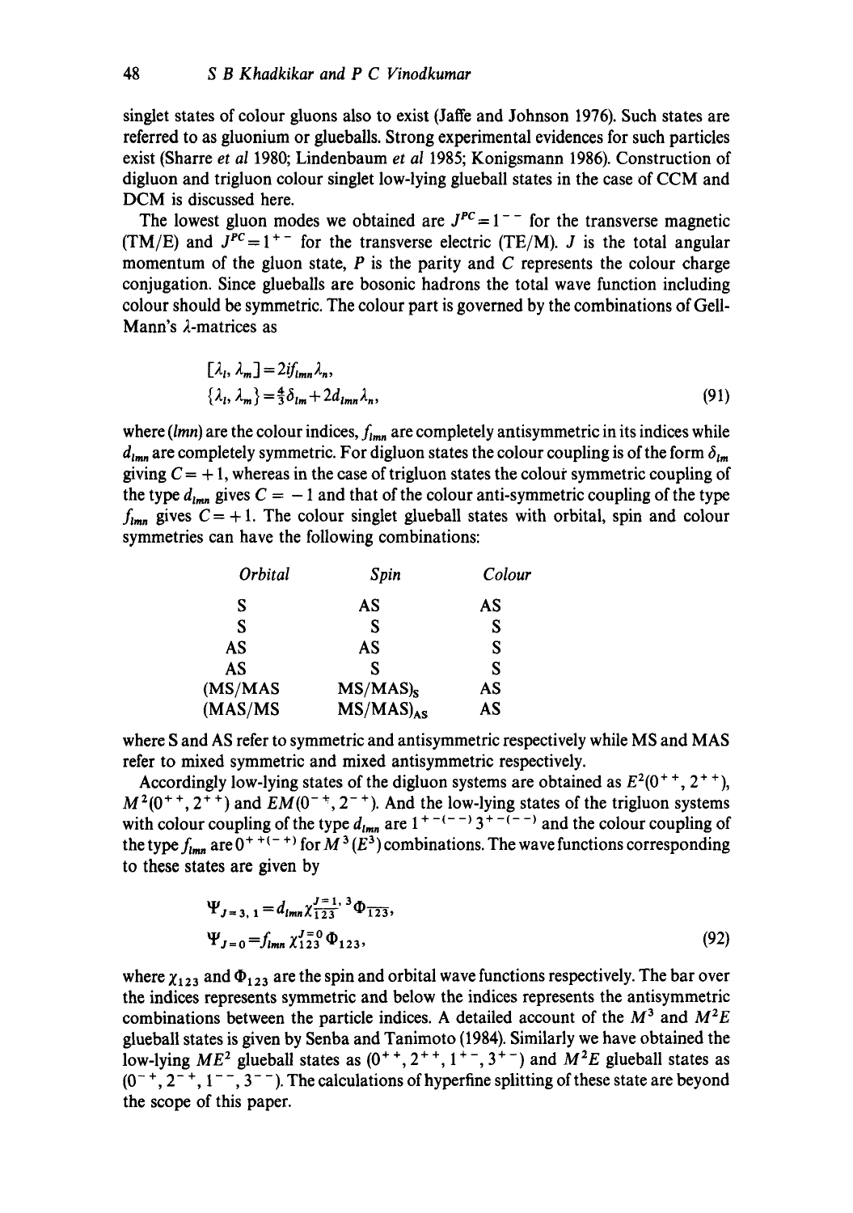singlet states of colour gluons also to exist (Jaffe and Johnson 1976). Such states are referred to as gluonium or glueballs. Strong experimental evidences for such particles exist (Sharre *et al* 1980; Lindenbaum *et al* 1985; Konigsmann 1986). Construction of digluon and trigluon colour singlet low-lying glueball states in the case of CCM and DCM is discussed here.

The lowest gluon modes we obtained are $J^{PC} = 1^{--}$ for the transverse magnetic (TM/E) and $J^{PC} = 1^{+-}$ for the transverse electric (TE/M). $J$ is the total angular momentum of the gluon state, $P$ is the parity and $C$ represents the colour charge conjugation. Since glueballs are bosonic hadrons the total wave function including colour should be symmetric. The colour part is governed by the combinations of Gell-Mann's $\lambda$-matrices as

$$
\begin{aligned}
&[\lambda_l, \lambda_m] = 2if_{lmn}\lambda_n, \\
&\{\lambda_l, \lambda_m\} = \tfrac{4}{3}\delta_{lm} + 2d_{lmn}\lambda_n,
\end{aligned}
\tag{91}
$$

where $(lmn)$ are the colour indices, $f_{lmn}$ are completely antisymmetric in its indices while $d_{lmn}$ are completely symmetric. For digluon states the colour coupling is of the form $\delta_{lm}$ giving $C = +1$, whereas in the case of trigluon states the colour symmetric coupling of the type $d_{lmn}$ gives $C = -1$ and that of the colour anti-symmetric coupling of the type $f_{lmn}$ gives $C = +1$. The colour singlet glueball states with orbital, spin and colour symmetries can have the following combinations:

| *Orbital* | *Spin* | *Colour* |
|---|---|---|
| S | AS | AS |
| S | S | S |
| AS | AS | S |
| AS | S | S |
| (MS/MAS | $\text{MS/MAS})_{\text{S}}$ | AS |
| (MAS/MS | $\text{MS/MAS})_{\text{AS}}$ | AS |

where S and AS refer to symmetric and antisymmetric respectively while MS and MAS refer to mixed symmetric and mixed antisymmetric respectively.

Accordingly low-lying states of the digluon systems are obtained as $E^2(0^{++}, 2^{++})$, $M^2(0^{++}, 2^{++})$ and $EM(0^{-+}, 2^{-+})$. And the low-lying states of the trigluon systems with colour coupling of the type $d_{lmn}$ are $1^{+-(--)}\, 3^{+-(--)}$ and the colour coupling of the type $f_{lmn}$ are $0^{++(-+)}$ for $M^3\,(E^3)$ combinations. The wave functions corresponding to these states are given by

$$
\begin{aligned}
&\Psi_{J=3,\,1} = d_{lmn}\chi_{\overline{123}}^{J=1,\,3}\Phi_{\overline{123}}, \\
&\Psi_{J=0} = f_{lmn}\chi_{\underline{123}}^{J=0}\Phi_{\underline{123}},
\end{aligned}
\tag{92}
$$

where $\chi_{123}$ and $\Phi_{123}$ are the spin and orbital wave functions respectively. The bar over the indices represents symmetric and below the indices represents the antisymmetric combinations between the particle indices. A detailed account of the $M^3$ and $M^2E$ glueball states is given by Senba and Tanimoto (1984). Similarly we have obtained the low-lying $ME^2$ glueball states as $(0^{++}, 2^{++}, 1^{+-}, 3^{+-})$ and $M^2E$ glueball states as $(0^{-+}, 2^{-+}, 1^{--}, 3^{--})$. The calculations of hyperfine splitting of these state are beyond the scope of this paper.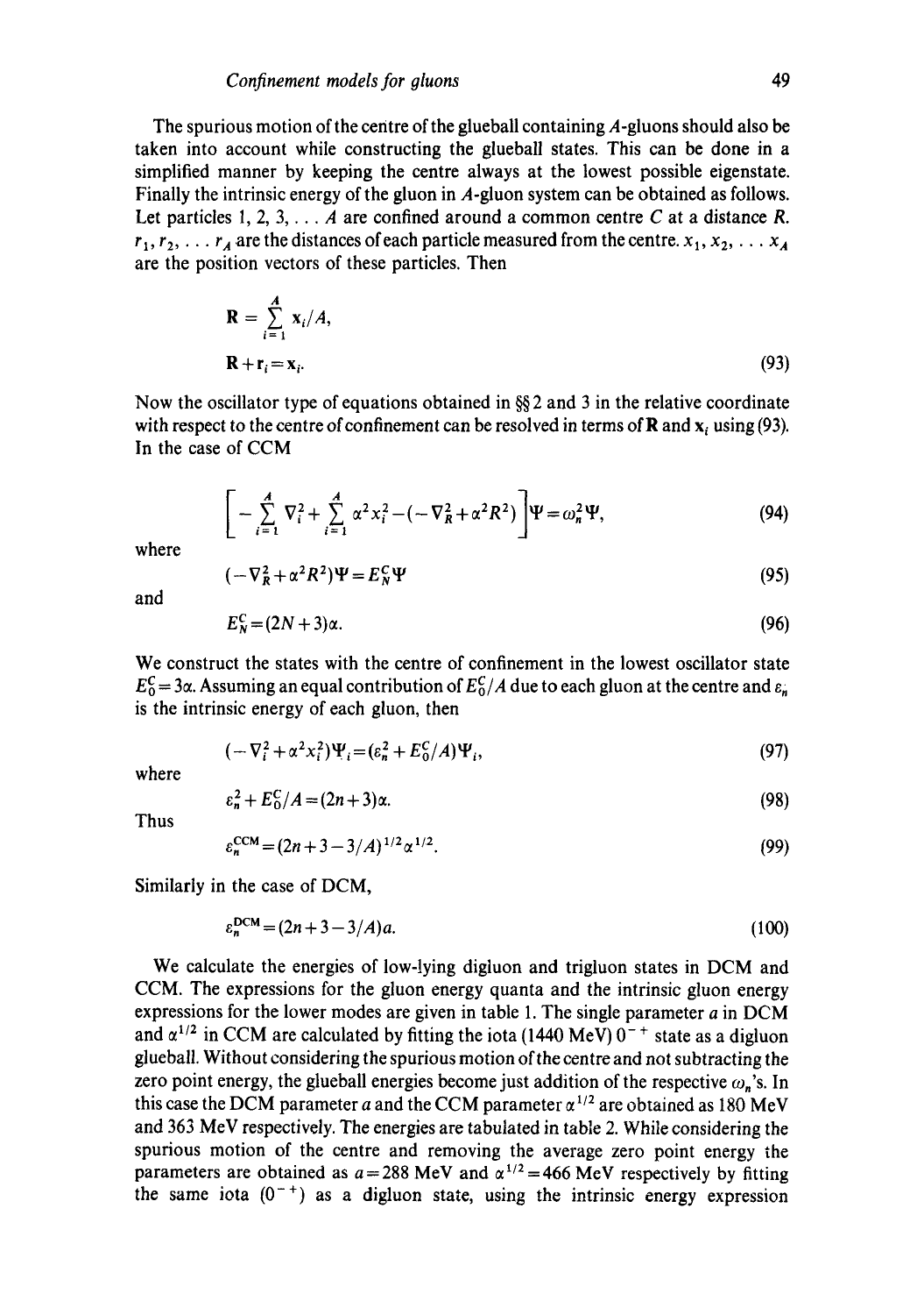The spurious motion of the centre of the glueball containing $A$-gluons should also be taken into account while constructing the glueball states. This can be done in a simplified manner by keeping the centre always at the lowest possible eigenstate. Finally the intrinsic energy of the gluon in $A$-gluon system can be obtained as follows. Let particles $1, 2, 3, \dots A$ are confined around a common centre $C$ at a distance $R$. $r_1, r_2, \dots r_A$ are the distances of each particle measured from the centre. $x_1, x_2, \dots x_A$ are the position vectors of these particles. Then

$$\mathbf{R} = \sum_{i=1}^{A} \mathbf{x}_i / A,$$

$$\mathbf{R} + \mathbf{r}_i = \mathbf{x}_i. \tag{93}$$

Now the oscillator type of equations obtained in §§2 and 3 in the relative coordinate with respect to the centre of confinement can be resolved in terms of $\mathbf{R}$ and $\mathbf{x}_i$ using (93). In the case of CCM

$$\left[ -\sum_{i=1}^{A} \nabla_i^2 + \sum_{i=1}^{A} \alpha^2 x_i^2 - (-\nabla_R^2 + \alpha^2 R^2) \right] \Psi = \omega_n^2 \Psi, \tag{94}$$

where

$$(-\nabla_R^2 + \alpha^2 R^2)\Psi = E_N^C \Psi \tag{95}$$

and

$$E_N^C = (2N+3)\alpha. \tag{96}$$

We construct the states with the centre of confinement in the lowest oscillator state $E_0^C = 3\alpha$. Assuming an equal contribution of $E_0^C/A$ due to each gluon at the centre and $\varepsilon_n$ is the intrinsic energy of each gluon, then

$$(-\nabla_i^2 + \alpha^2 x_i^2)\Psi_i = (\varepsilon_n^2 + E_0^C/A)\Psi_i, \tag{97}$$

where

$$\varepsilon_n^2 + E_0^C/A = (2n+3)\alpha. \tag{98}$$

Thus

$$\varepsilon_n^{\text{CCM}} = (2n + 3 - 3/A)^{1/2} \alpha^{1/2}. \tag{99}$$

Similarly in the case of DCM,

$$\varepsilon_n^{\text{DCM}} = (2n + 3 - 3/A) a. \tag{100}$$

We calculate the energies of low-lying digluon and trigluon states in DCM and CCM. The expressions for the gluon energy quanta and the intrinsic gluon energy expressions for the lower modes are given in table 1. The single parameter $a$ in DCM and $\alpha^{1/2}$ in CCM are calculated by fitting the iota (1440 MeV) $0^{-+}$ state as a digluon glueball. Without considering the spurious motion of the centre and not subtracting the zero point energy, the glueball energies become just addition of the respective $\omega_n$'s. In this case the DCM parameter $a$ and the CCM parameter $\alpha^{1/2}$ are obtained as 180 MeV and 363 MeV respectively. The energies are tabulated in table 2. While considering the spurious motion of the centre and removing the average zero point energy the parameters are obtained as $a = 288$ MeV and $\alpha^{1/2} = 466$ MeV respectively by fitting the same iota $(0^{-+})$ as a digluon state, using the intrinsic energy expression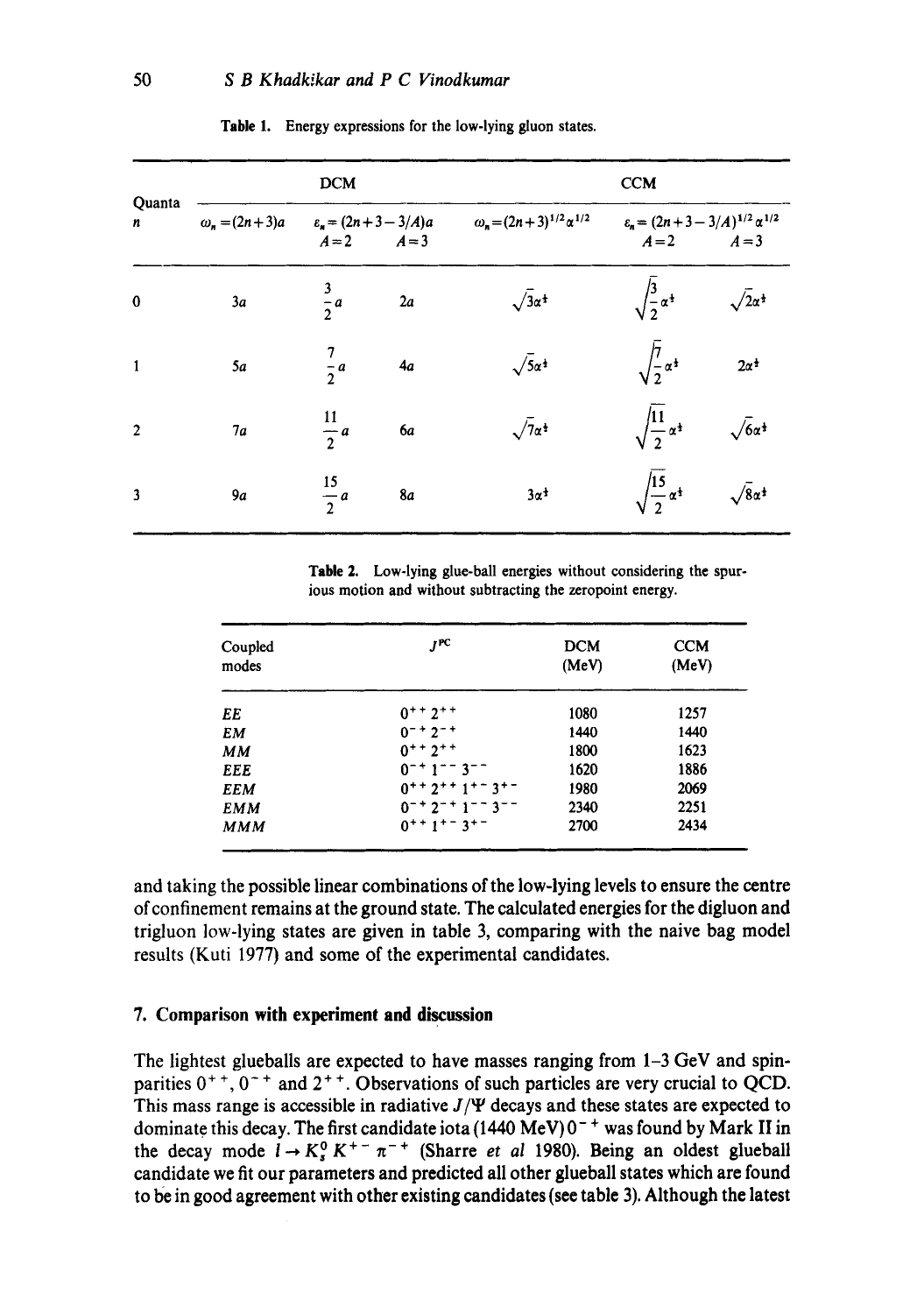**Table 1.** Energy expressions for the low-lying gluon states.

| Quanta $n$ | DCM | | | CCM | | |
|---|---|---|---|---|---|---|
| | $\omega_n=(2n+3)a$ | $\varepsilon_n=(2n+3-3/A)a$ $A=2$ | $A=3$ | $\omega_n=(2n+3)^{1/2}\alpha^{1/2}$ | $\varepsilon_n=(2n+3-3/A)^{1/2}\alpha^{1/2}$ $A=2$ | $A=3$ |
| 0 | $3a$ | $\frac{3}{2}a$ | $2a$ | $\sqrt{3}\alpha^{\frac{1}{2}}$ | $\sqrt{\frac{3}{2}}\alpha^{\frac{1}{2}}$ | $\sqrt{2}\alpha^{\frac{1}{2}}$ |
| 1 | $5a$ | $\frac{7}{2}a$ | $4a$ | $\sqrt{5}\alpha^{\frac{1}{2}}$ | $\sqrt{\frac{7}{2}}\alpha^{\frac{1}{2}}$ | $2\alpha^{\frac{1}{2}}$ |
| 2 | $7a$ | $\frac{11}{2}a$ | $6a$ | $\sqrt{7}\alpha^{\frac{1}{2}}$ | $\sqrt{\frac{11}{2}}\alpha^{\frac{1}{2}}$ | $\sqrt{6}\alpha^{\frac{1}{2}}$ |
| 3 | $9a$ | $\frac{15}{2}a$ | $8a$ | $3\alpha^{\frac{1}{2}}$ | $\sqrt{\frac{15}{2}}\alpha^{\frac{1}{2}}$ | $\sqrt{8}\alpha^{\frac{1}{2}}$ |

**Table 2.** Low-lying glue-ball energies without considering the spurious motion and without subtracting the zeropoint energy.

| Coupled modes | $J^{PC}$ | DCM (MeV) | CCM (MeV) |
|---|---|---|---|
| *EE* | $0^{++}\,2^{++}$ | 1080 | 1257 |
| *EM* | $0^{-+}\,2^{-+}$ | 1440 | 1440 |
| *MM* | $0^{++}\,2^{++}$ | 1800 | 1623 |
| *EEE* | $0^{-+}\,1^{--}\,3^{--}$ | 1620 | 1886 |
| *EEM* | $0^{++}\,2^{++}\,1^{+-}\,3^{+-}$ | 1980 | 2069 |
| *EMM* | $0^{-+}\,2^{-+}\,1^{--}\,3^{--}$ | 2340 | 2251 |
| *MMM* | $0^{++}\,1^{+-}\,3^{+-}$ | 2700 | 2434 |

and taking the possible linear combinations of the low-lying levels to ensure the centre of confinement remains at the ground state. The calculated energies for the digluon and trigluon low-lying states are given in table 3, comparing with the naive bag model results (Kuti 1977) and some of the experimental candidates.

## 7. Comparison with experiment and discussion

The lightest glueballs are expected to have masses ranging from 1–3 GeV and spin-parities $0^{++}$, $0^{-+}$ and $2^{++}$. Observations of such particles are very crucial to QCD. This mass range is accessible in radiative $J/\Psi$ decays and these states are expected to dominate this decay. The first candidate iota (1440 MeV) $0^{-+}$ was found by Mark II in the decay mode $l \to K_s^0 K^{+-} \pi^{-+}$ (Sharre *et al* 1980). Being an oldest glueball candidate we fit our parameters and predicted all other glueball states which are found to be in good agreement with other existing candidates (see table 3). Although the latest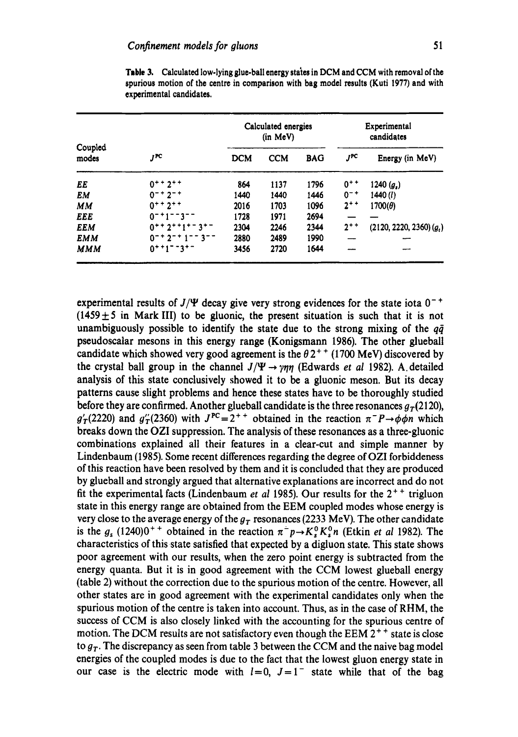**Table 3.** Calculated low-lying glue-ball energy states in DCM and CCM with removal of the spurious motion of the centre in comparison with bag model results (Kuti 1977) and with experimental candidates.

| Coupled modes | $J^{PC}$ | Calculated energies (in MeV) | | | Experimental candidates | |
|---|---|---|---|---|---|---|
| | | DCM | CCM | BAG | $J^{PC}$ | Energy (in MeV) |
| $EE$ | $0^{++}\,2^{++}$ | 864 | 1137 | 1796 | $0^{++}$ | 1240 ($g_s$) |
| $EM$ | $0^{-+}\,2^{-+}$ | 1440 | 1440 | 1446 | $0^{-+}$ | 1440 ($l$) |
| $MM$ | $0^{++}\,2^{++}$ | 2016 | 1703 | 1096 | $2^{++}$ | 1700($\theta$) |
| $EEE$ | $0^{-+}1^{--}3^{--}$ | 1728 | 1971 | 2694 | — | — |
| $EEM$ | $0^{++}\,2^{++}1^{+-}\,3^{+-}$ | 2304 | 2246 | 2344 | $2^{++}$ | (2120, 2220, 2360) ($g_t$) |
| $EMM$ | $0^{-+}\,2^{-+}\,1^{--}\,3^{--}$ | 2880 | 2489 | 1990 | — | — |
| $MMM$ | $0^{++}1^{--}3^{+-}$ | 3456 | 2720 | 1644 | — | — |

experimental results of $J/\Psi$ decay give very strong evidences for the state iota $0^{-+}$ ($1459 \pm 5$ in Mark III) to be gluonic, the present situation is such that it is not unambiguously possible to identify the state due to the strong mixing of the $q\bar{q}$ pseudoscalar mesons in this energy range (Konigsmann 1986). The other glueball candidate which showed very good agreement is the $\theta\, 2^{++}$ (1700 MeV) discovered by the crystal ball group in the channel $J/\Psi \to \gamma\eta\eta$ (Edwards *et al* 1982). A detailed analysis of this state conclusively showed it to be a gluonic meson. But its decay patterns cause slight problems and hence these states have to be thoroughly studied before they are confirmed. Another glueball candidate is the three resonances $g_T(2120)$, $g'_T(2220)$ and $g''_T(2360)$ with $J^{PC} = 2^{++}$ obtained in the reaction $\pi^- P \to \phi\phi n$ which breaks down the OZI suppression. The analysis of these resonances as a three-gluonic combinations explained all their features in a clear-cut and simple manner by Lindenbaum (1985). Some recent differences regarding the degree of OZI forbiddeness of this reaction have been resolved by them and it is concluded that they are produced by glueball and strongly argued that alternative explanations are incorrect and do not fit the experimental facts (Lindenbaum *et al* 1985). Our results for the $2^{++}$ trigluon state in this energy range are obtained from the EEM coupled modes whose energy is very close to the average energy of the $g_T$ resonances (2233 MeV). The other candidate is the $g_s$ (1240)$0^{++}$ obtained in the reaction $\pi^- p \to K_s^0 K_s^0 n$ (Etkin *et al* 1982). The characteristics of this state satisfied that expected by a digluon state. This state shows poor agreement with our results, when the zero point energy is subtracted from the energy quanta. But it is in good agreement with the CCM lowest glueball energy (table 2) without the correction due to the spurious motion of the centre. However, all other states are in good agreement with the experimental candidates only when the spurious motion of the centre is taken into account. Thus, as in the case of RHM, the success of CCM is also closely linked with the accounting for the spurious centre of motion. The DCM results are not satisfactory even though the EEM $2^{++}$ state is close to $g_T$. The discrepancy as seen from table 3 between the CCM and the naive bag model energies of the coupled modes is due to the fact that the lowest gluon energy state in our case is the electric mode with $l = 0$, $J = 1^-$ state while that of the bag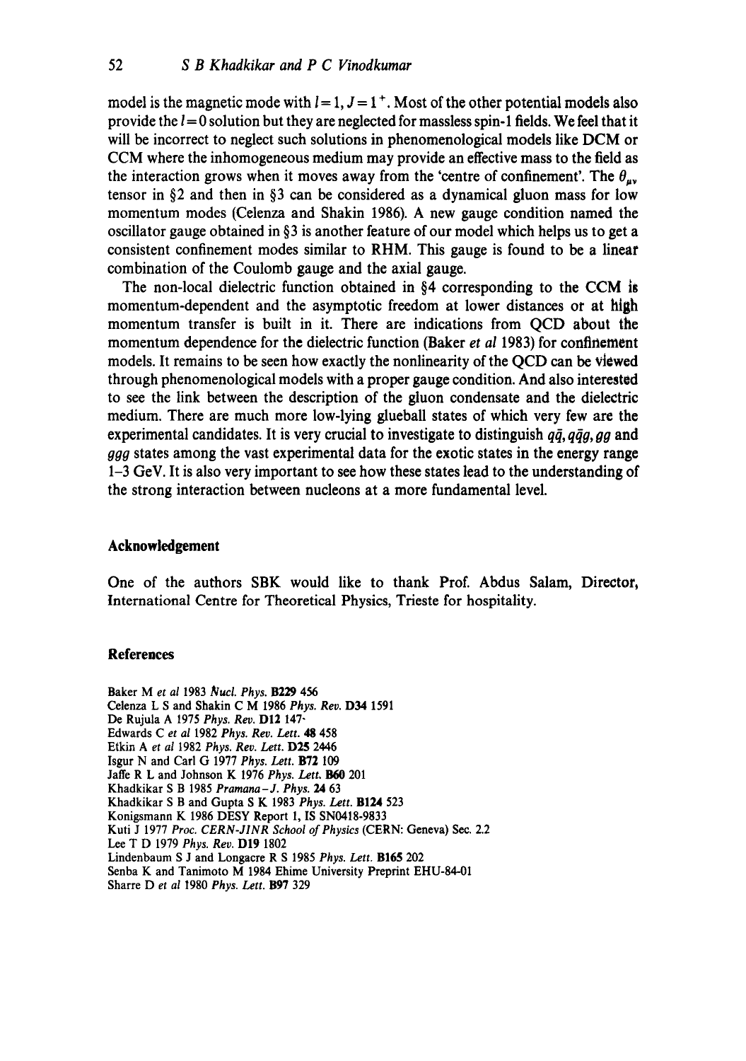model is the magnetic mode with $l=1$, $J=1^+$. Most of the other potential models also provide the $l=0$ solution but they are neglected for massless spin-1 fields. We feel that it will be incorrect to neglect such solutions in phenomenological models like DCM or CCM where the inhomogeneous medium may provide an effective mass to the field as the interaction grows when it moves away from the 'centre of confinement'. The $\theta_{\mu\nu}$ tensor in §2 and then in §3 can be considered as a dynamical gluon mass for low momentum modes (Celenza and Shakin 1986). A new gauge condition named the oscillator gauge obtained in §3 is another feature of our model which helps us to get a consistent confinement modes similar to RHM. This gauge is found to be a linear combination of the Coulomb gauge and the axial gauge.

The non-local dielectric function obtained in §4 corresponding to the CCM is momentum-dependent and the asymptotic freedom at lower distances or at high momentum transfer is built in it. There are indications from QCD about the momentum dependence for the dielectric function (Baker *et al* 1983) for confinement models. It remains to be seen how exactly the nonlinearity of the QCD can be viewed through phenomenological models with a proper gauge condition. And also interested to see the link between the description of the gluon condensate and the dielectric medium. There are much more low-lying glueball states of which very few are the experimental candidates. It is very crucial to investigate to distinguish $q\bar{q}, q\bar{q}g, gg$ and $ggg$ states among the vast experimental data for the exotic states in the energy range 1–3 GeV. It is also very important to see how these states lead to the understanding of the strong interaction between nucleons at a more fundamental level.

## Acknowledgement

One of the authors SBK would like to thank Prof. Abdus Salam, Director, International Centre for Theoretical Physics, Trieste for hospitality.

## References

Baker M *et al* 1983 *Nucl. Phys.* **B229** 456
Celenza L S and Shakin C M 1986 *Phys. Rev.* **D34** 1591
De Rujula A 1975 *Phys. Rev.* **D12** 147
Edwards C *et al* 1982 *Phys. Rev. Lett.* **48** 458
Etkin A *et al* 1982 *Phys. Rev. Lett.* **D25** 2446
Isgur N and Carl G 1977 *Phys. Lett.* **B72** 109
Jaffe R L and Johnson K 1976 *Phys. Lett.* **B60** 201
Khadkikar S B 1985 *Pramana – J. Phys.* **24** 63
Khadkikar S B and Gupta S K 1983 *Phys. Lett.* **B124** 523
Konigsmann K 1986 DESY Report 1, IS SN0418-9833
Kuti J 1977 *Proc. CERN-JINR School of Physics* (CERN: Geneva) Sec. 2.2
Lee T D 1979 *Phys. Rev.* **D19** 1802
Lindenbaum S J and Longacre R S 1985 *Phys. Lett.* **B165** 202
Senba K and Tanimoto M 1984 Ehime University Preprint EHU-84-01
Sharre D *et al* 1980 *Phys. Lett.* **B97** 329